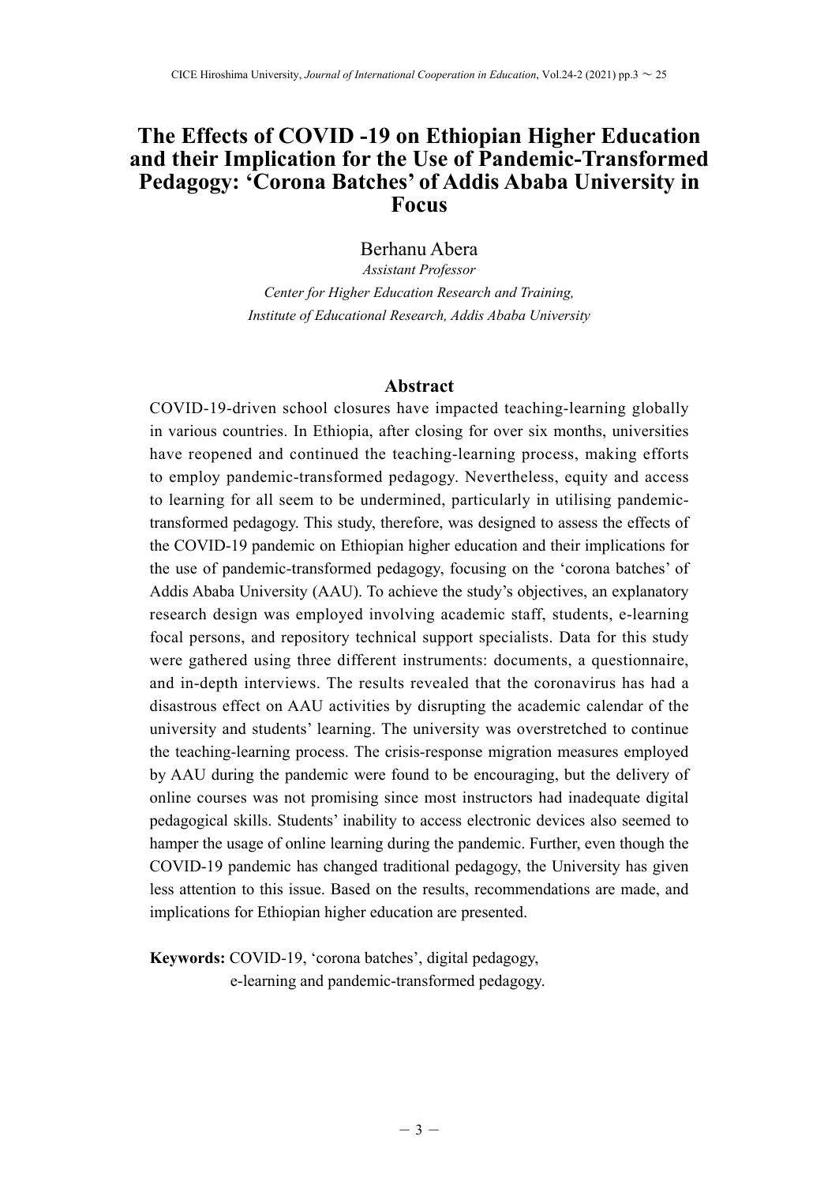# The Effects of COVID -19 on Ethiopian Higher Education and their Implication for the Use of Pandemic-Transformed Pedagogy: 'Corona Batches' of Addis Ababa University in Focus

Berhanu Abera

*Assistant Professor*

*Center for Higher Education Research and Training, Institute of Educational Research, Addis Ababa University*

## Abstract

COVID-19-driven school closures have impacted teaching-learning globally in various countries. In Ethiopia, after closing for over six months, universities have reopened and continued the teaching-learning process, making efforts to employ pandemic-transformed pedagogy. Nevertheless, equity and access to learning for all seem to be undermined, particularly in utilising pandemic-transformed pedagogy. This study, therefore, was designed to assess the effects of the COVID-19 pandemic on Ethiopian higher education and their implications for the use of pandemic-transformed pedagogy, focusing on the 'corona batches' of Addis Ababa University (AAU). To achieve the study's objectives, an explanatory research design was employed involving academic staff, students, e-learning focal persons, and repository technical support specialists. Data for this study were gathered using three different instruments: documents, a questionnaire, and in-depth interviews. The results revealed that the coronavirus has had a disastrous effect on AAU activities by disrupting the academic calendar of the university and students' learning. The university was overstretched to continue the teaching-learning process. The crisis-response migration measures employed by AAU during the pandemic were found to be encouraging, but the delivery of online courses was not promising since most instructors had inadequate digital pedagogical skills. Students' inability to access electronic devices also seemed to hamper the usage of online learning during the pandemic. Further, even though the COVID-19 pandemic has changed traditional pedagogy, the University has given less attention to this issue. Based on the results, recommendations are made, and implications for Ethiopian higher education are presented.

**Keywords:** COVID-19, 'corona batches', digital pedagogy, e-learning and pandemic-transformed pedagogy.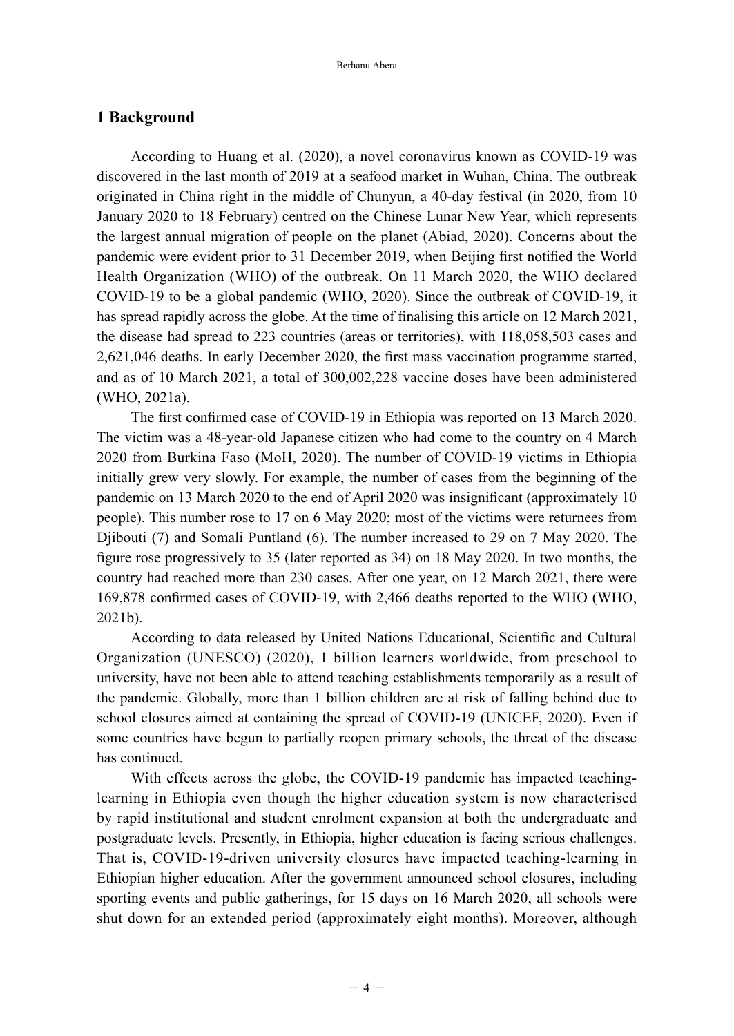## 1 Background

According to Huang et al. (2020), a novel coronavirus known as COVID-19 was discovered in the last month of 2019 at a seafood market in Wuhan, China. The outbreak originated in China right in the middle of Chunyun, a 40-day festival (in 2020, from 10 January 2020 to 18 February) centred on the Chinese Lunar New Year, which represents the largest annual migration of people on the planet (Abiad, 2020). Concerns about the pandemic were evident prior to 31 December 2019, when Beijing first notified the World Health Organization (WHO) of the outbreak. On 11 March 2020, the WHO declared COVID-19 to be a global pandemic (WHO, 2020). Since the outbreak of COVID-19, it has spread rapidly across the globe. At the time of finalising this article on 12 March 2021, the disease had spread to 223 countries (areas or territories), with 118,058,503 cases and 2,621,046 deaths. In early December 2020, the first mass vaccination programme started, and as of 10 March 2021, a total of 300,002,228 vaccine doses have been administered (WHO, 2021a).

The first confirmed case of COVID-19 in Ethiopia was reported on 13 March 2020. The victim was a 48-year-old Japanese citizen who had come to the country on 4 March 2020 from Burkina Faso (MoH, 2020). The number of COVID-19 victims in Ethiopia initially grew very slowly. For example, the number of cases from the beginning of the pandemic on 13 March 2020 to the end of April 2020 was insignificant (approximately 10 people). This number rose to 17 on 6 May 2020; most of the victims were returnees from Djibouti (7) and Somali Puntland (6). The number increased to 29 on 7 May 2020. The figure rose progressively to 35 (later reported as 34) on 18 May 2020. In two months, the country had reached more than 230 cases. After one year, on 12 March 2021, there were 169,878 confirmed cases of COVID-19, with 2,466 deaths reported to the WHO (WHO, 2021b).

According to data released by United Nations Educational, Scientific and Cultural Organization (UNESCO) (2020), 1 billion learners worldwide, from preschool to university, have not been able to attend teaching establishments temporarily as a result of the pandemic. Globally, more than 1 billion children are at risk of falling behind due to school closures aimed at containing the spread of COVID-19 (UNICEF, 2020). Even if some countries have begun to partially reopen primary schools, the threat of the disease has continued.

With effects across the globe, the COVID-19 pandemic has impacted teaching-learning in Ethiopia even though the higher education system is now characterised by rapid institutional and student enrolment expansion at both the undergraduate and postgraduate levels. Presently, in Ethiopia, higher education is facing serious challenges. That is, COVID-19-driven university closures have impacted teaching-learning in Ethiopian higher education. After the government announced school closures, including sporting events and public gatherings, for 15 days on 16 March 2020, all schools were shut down for an extended period (approximately eight months). Moreover, although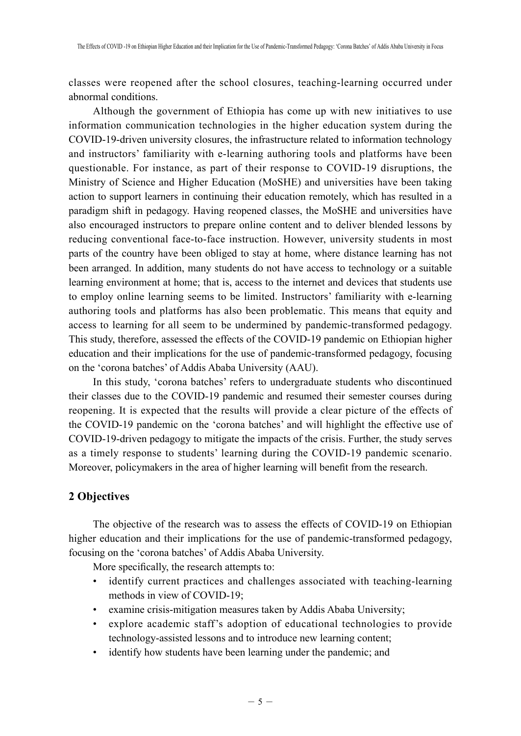classes were reopened after the school closures, teaching-learning occurred under abnormal conditions.

Although the government of Ethiopia has come up with new initiatives to use information communication technologies in the higher education system during the COVID-19-driven university closures, the infrastructure related to information technology and instructors' familiarity with e-learning authoring tools and platforms have been questionable. For instance, as part of their response to COVID-19 disruptions, the Ministry of Science and Higher Education (MoSHE) and universities have been taking action to support learners in continuing their education remotely, which has resulted in a paradigm shift in pedagogy. Having reopened classes, the MoSHE and universities have also encouraged instructors to prepare online content and to deliver blended lessons by reducing conventional face-to-face instruction. However, university students in most parts of the country have been obliged to stay at home, where distance learning has not been arranged. In addition, many students do not have access to technology or a suitable learning environment at home; that is, access to the internet and devices that students use to employ online learning seems to be limited. Instructors' familiarity with e-learning authoring tools and platforms has also been problematic. This means that equity and access to learning for all seem to be undermined by pandemic-transformed pedagogy. This study, therefore, assessed the effects of the COVID-19 pandemic on Ethiopian higher education and their implications for the use of pandemic-transformed pedagogy, focusing on the 'corona batches' of Addis Ababa University (AAU).

In this study, 'corona batches' refers to undergraduate students who discontinued their classes due to the COVID-19 pandemic and resumed their semester courses during reopening. It is expected that the results will provide a clear picture of the effects of the COVID-19 pandemic on the 'corona batches' and will highlight the effective use of COVID-19-driven pedagogy to mitigate the impacts of the crisis. Further, the study serves as a timely response to students' learning during the COVID-19 pandemic scenario. Moreover, policymakers in the area of higher learning will benefit from the research.

## 2 Objectives

The objective of the research was to assess the effects of COVID-19 on Ethiopian higher education and their implications for the use of pandemic-transformed pedagogy, focusing on the 'corona batches' of Addis Ababa University.

More specifically, the research attempts to:

- identify current practices and challenges associated with teaching-learning methods in view of COVID-19;
- examine crisis-mitigation measures taken by Addis Ababa University;
- explore academic staff's adoption of educational technologies to provide technology-assisted lessons and to introduce new learning content;
- identify how students have been learning under the pandemic; and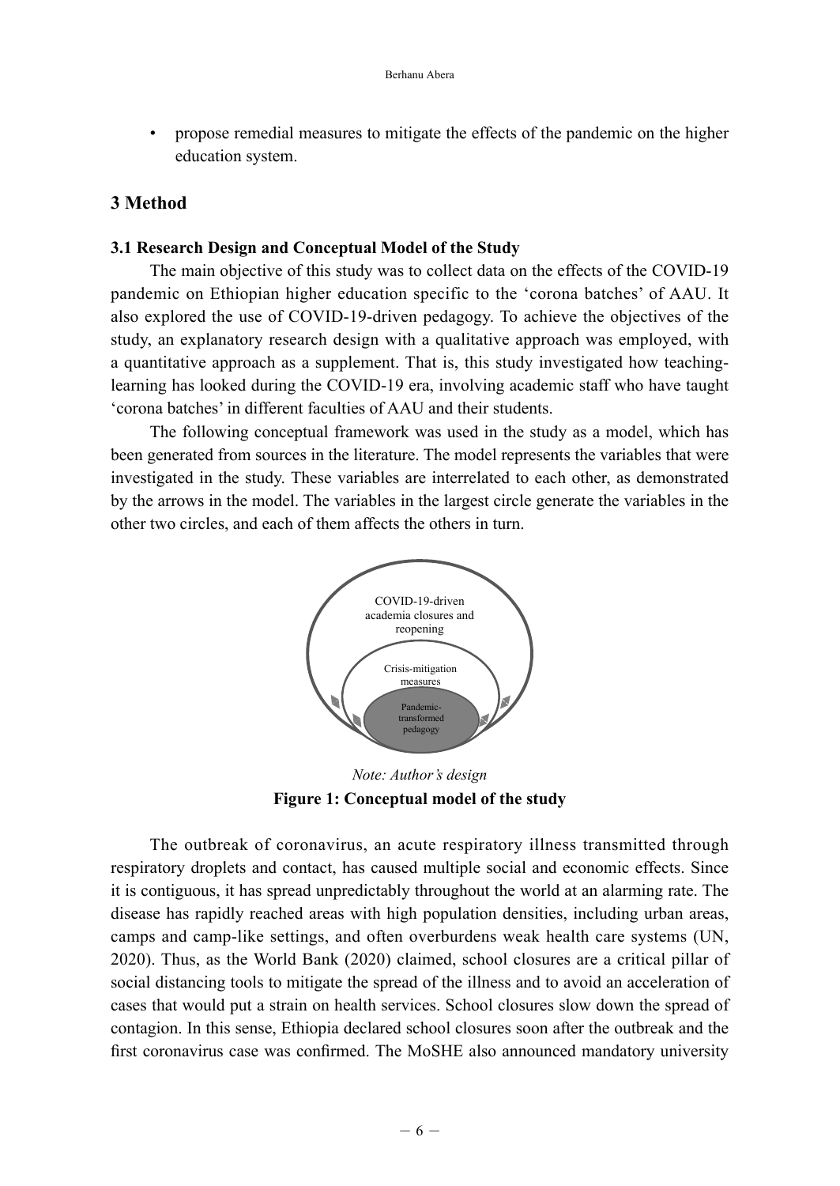- propose remedial measures to mitigate the effects of the pandemic on the higher education system.

## 3 Method

### 3.1 Research Design and Conceptual Model of the Study

The main objective of this study was to collect data on the effects of the COVID-19 pandemic on Ethiopian higher education specific to the 'corona batches' of AAU. It also explored the use of COVID-19-driven pedagogy. To achieve the objectives of the study, an explanatory research design with a qualitative approach was employed, with a quantitative approach as a supplement. That is, this study investigated how teaching-learning has looked during the COVID-19 era, involving academic staff who have taught 'corona batches' in different faculties of AAU and their students.

The following conceptual framework was used in the study as a model, which has been generated from sources in the literature. The model represents the variables that were investigated in the study. These variables are interrelated to each other, as demonstrated by the arrows in the model. The variables in the largest circle generate the variables in the other two circles, and each of them affects the others in turn.

COVID-19-driven academia closures and reopening

Crisis-mitigation measures

Pandemic-transformed pedagogy

*Note: Author's design*

**Figure 1: Conceptual model of the study**

The outbreak of coronavirus, an acute respiratory illness transmitted through respiratory droplets and contact, has caused multiple social and economic effects. Since it is contiguous, it has spread unpredictably throughout the world at an alarming rate. The disease has rapidly reached areas with high population densities, including urban areas, camps and camp-like settings, and often overburdens weak health care systems (UN, 2020). Thus, as the World Bank (2020) claimed, school closures are a critical pillar of social distancing tools to mitigate the spread of the illness and to avoid an acceleration of cases that would put a strain on health services. School closures slow down the spread of contagion. In this sense, Ethiopia declared school closures soon after the outbreak and the first coronavirus case was confirmed. The MoSHE also announced mandatory university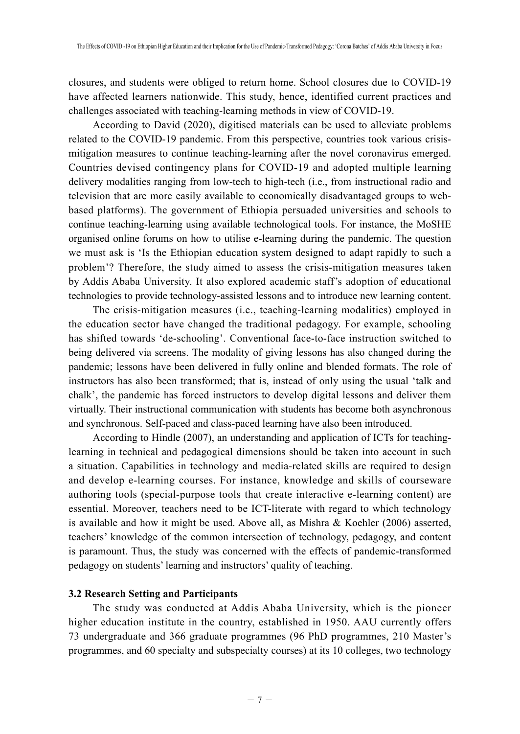closures, and students were obliged to return home. School closures due to COVID-19 have affected learners nationwide. This study, hence, identified current practices and challenges associated with teaching-learning methods in view of COVID-19.

According to David (2020), digitised materials can be used to alleviate problems related to the COVID-19 pandemic. From this perspective, countries took various crisis-mitigation measures to continue teaching-learning after the novel coronavirus emerged. Countries devised contingency plans for COVID-19 and adopted multiple learning delivery modalities ranging from low-tech to high-tech (i.e., from instructional radio and television that are more easily available to economically disadvantaged groups to web-based platforms). The government of Ethiopia persuaded universities and schools to continue teaching-learning using available technological tools. For instance, the MoSHE organised online forums on how to utilise e-learning during the pandemic. The question we must ask is 'Is the Ethiopian education system designed to adapt rapidly to such a problem'? Therefore, the study aimed to assess the crisis-mitigation measures taken by Addis Ababa University. It also explored academic staff's adoption of educational technologies to provide technology-assisted lessons and to introduce new learning content.

The crisis-mitigation measures (i.e., teaching-learning modalities) employed in the education sector have changed the traditional pedagogy. For example, schooling has shifted towards 'de-schooling'. Conventional face-to-face instruction switched to being delivered via screens. The modality of giving lessons has also changed during the pandemic; lessons have been delivered in fully online and blended formats. The role of instructors has also been transformed; that is, instead of only using the usual 'talk and chalk', the pandemic has forced instructors to develop digital lessons and deliver them virtually. Their instructional communication with students has become both asynchronous and synchronous. Self-paced and class-paced learning have also been introduced.

According to Hindle (2007), an understanding and application of ICTs for teaching-learning in technical and pedagogical dimensions should be taken into account in such a situation. Capabilities in technology and media-related skills are required to design and develop e-learning courses. For instance, knowledge and skills of courseware authoring tools (special-purpose tools that create interactive e-learning content) are essential. Moreover, teachers need to be ICT-literate with regard to which technology is available and how it might be used. Above all, as Mishra & Koehler (2006) asserted, teachers' knowledge of the common intersection of technology, pedagogy, and content is paramount. Thus, the study was concerned with the effects of pandemic-transformed pedagogy on students' learning and instructors' quality of teaching.

### 3.2 Research Setting and Participants

The study was conducted at Addis Ababa University, which is the pioneer higher education institute in the country, established in 1950. AAU currently offers 73 undergraduate and 366 graduate programmes (96 PhD programmes, 210 Master's programmes, and 60 specialty and subspecialty courses) at its 10 colleges, two technology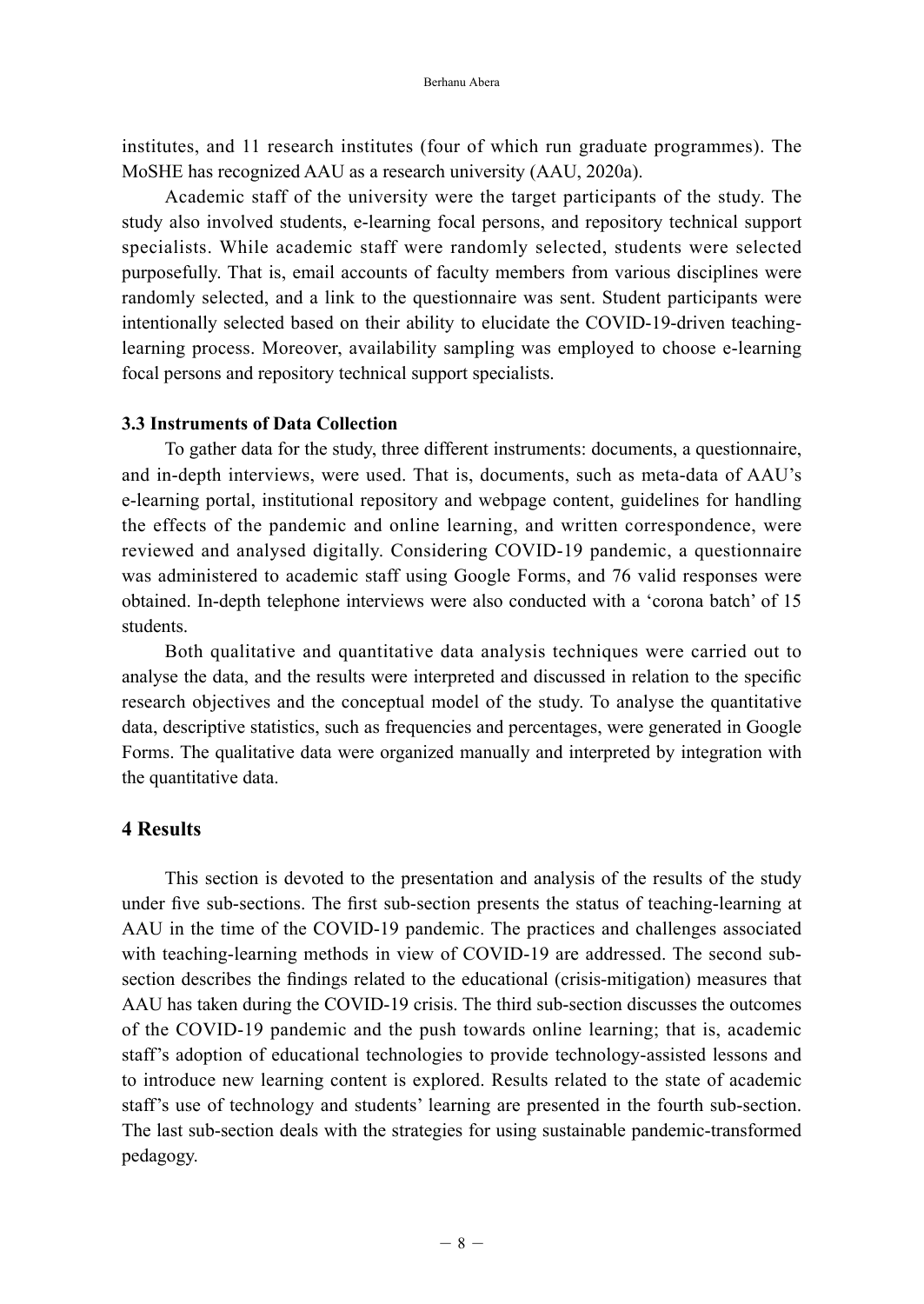institutes, and 11 research institutes (four of which run graduate programmes). The MoSHE has recognized AAU as a research university (AAU, 2020a).

Academic staff of the university were the target participants of the study. The study also involved students, e-learning focal persons, and repository technical support specialists. While academic staff were randomly selected, students were selected purposefully. That is, email accounts of faculty members from various disciplines were randomly selected, and a link to the questionnaire was sent. Student participants were intentionally selected based on their ability to elucidate the COVID-19-driven teaching-learning process. Moreover, availability sampling was employed to choose e-learning focal persons and repository technical support specialists.

### 3.3 Instruments of Data Collection

To gather data for the study, three different instruments: documents, a questionnaire, and in-depth interviews, were used. That is, documents, such as meta-data of AAU's e-learning portal, institutional repository and webpage content, guidelines for handling the effects of the pandemic and online learning, and written correspondence, were reviewed and analysed digitally. Considering COVID-19 pandemic, a questionnaire was administered to academic staff using Google Forms, and 76 valid responses were obtained. In-depth telephone interviews were also conducted with a 'corona batch' of 15 students.

Both qualitative and quantitative data analysis techniques were carried out to analyse the data, and the results were interpreted and discussed in relation to the specific research objectives and the conceptual model of the study. To analyse the quantitative data, descriptive statistics, such as frequencies and percentages, were generated in Google Forms. The qualitative data were organized manually and interpreted by integration with the quantitative data.

## 4 Results

This section is devoted to the presentation and analysis of the results of the study under five sub-sections. The first sub-section presents the status of teaching-learning at AAU in the time of the COVID-19 pandemic. The practices and challenges associated with teaching-learning methods in view of COVID-19 are addressed. The second sub-section describes the findings related to the educational (crisis-mitigation) measures that AAU has taken during the COVID-19 crisis. The third sub-section discusses the outcomes of the COVID-19 pandemic and the push towards online learning; that is, academic staff's adoption of educational technologies to provide technology-assisted lessons and to introduce new learning content is explored. Results related to the state of academic staff's use of technology and students' learning are presented in the fourth sub-section. The last sub-section deals with the strategies for using sustainable pandemic-transformed pedagogy.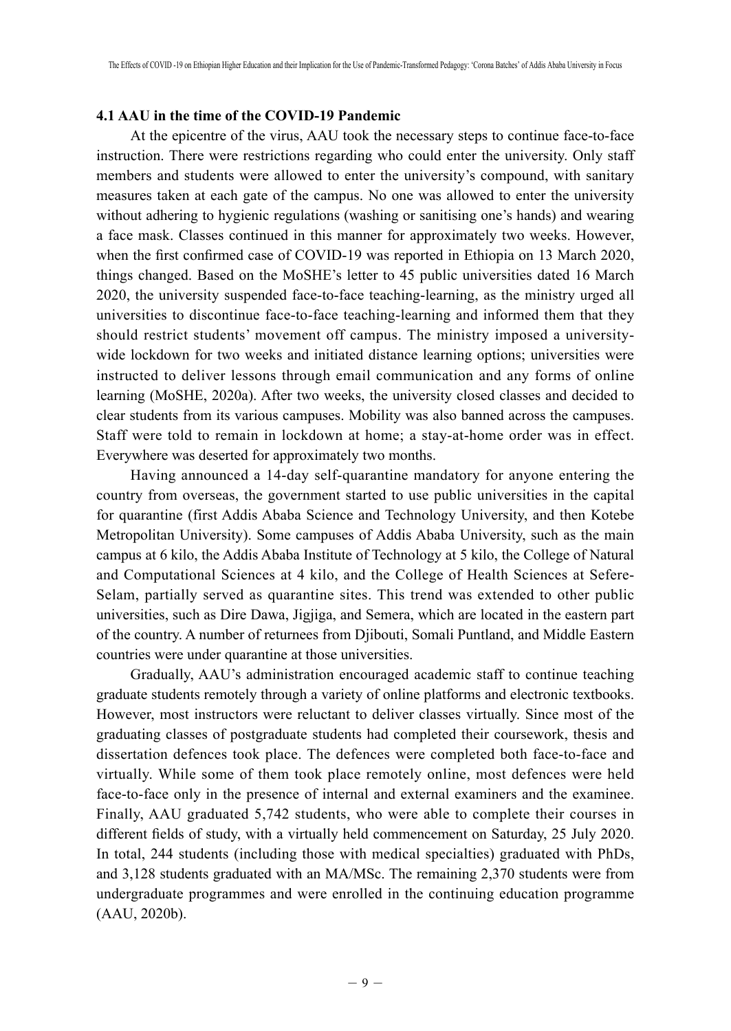### 4.1 AAU in the time of the COVID-19 Pandemic

At the epicentre of the virus, AAU took the necessary steps to continue face-to-face instruction. There were restrictions regarding who could enter the university. Only staff members and students were allowed to enter the university's compound, with sanitary measures taken at each gate of the campus. No one was allowed to enter the university without adhering to hygienic regulations (washing or sanitising one's hands) and wearing a face mask. Classes continued in this manner for approximately two weeks. However, when the first confirmed case of COVID-19 was reported in Ethiopia on 13 March 2020, things changed. Based on the MoSHE's letter to 45 public universities dated 16 March 2020, the university suspended face-to-face teaching-learning, as the ministry urged all universities to discontinue face-to-face teaching-learning and informed them that they should restrict students' movement off campus. The ministry imposed a university-wide lockdown for two weeks and initiated distance learning options; universities were instructed to deliver lessons through email communication and any forms of online learning (MoSHE, 2020a). After two weeks, the university closed classes and decided to clear students from its various campuses. Mobility was also banned across the campuses. Staff were told to remain in lockdown at home; a stay-at-home order was in effect. Everywhere was deserted for approximately two months.

Having announced a 14-day self-quarantine mandatory for anyone entering the country from overseas, the government started to use public universities in the capital for quarantine (first Addis Ababa Science and Technology University, and then Kotebe Metropolitan University). Some campuses of Addis Ababa University, such as the main campus at 6 kilo, the Addis Ababa Institute of Technology at 5 kilo, the College of Natural and Computational Sciences at 4 kilo, and the College of Health Sciences at Sefere-Selam, partially served as quarantine sites. This trend was extended to other public universities, such as Dire Dawa, Jigjiga, and Semera, which are located in the eastern part of the country. A number of returnees from Djibouti, Somali Puntland, and Middle Eastern countries were under quarantine at those universities.

Gradually, AAU's administration encouraged academic staff to continue teaching graduate students remotely through a variety of online platforms and electronic textbooks. However, most instructors were reluctant to deliver classes virtually. Since most of the graduating classes of postgraduate students had completed their coursework, thesis and dissertation defences took place. The defences were completed both face-to-face and virtually. While some of them took place remotely online, most defences were held face-to-face only in the presence of internal and external examiners and the examinee. Finally, AAU graduated 5,742 students, who were able to complete their courses in different fields of study, with a virtually held commencement on Saturday, 25 July 2020. In total, 244 students (including those with medical specialties) graduated with PhDs, and 3,128 students graduated with an MA/MSc. The remaining 2,370 students were from undergraduate programmes and were enrolled in the continuing education programme (AAU, 2020b).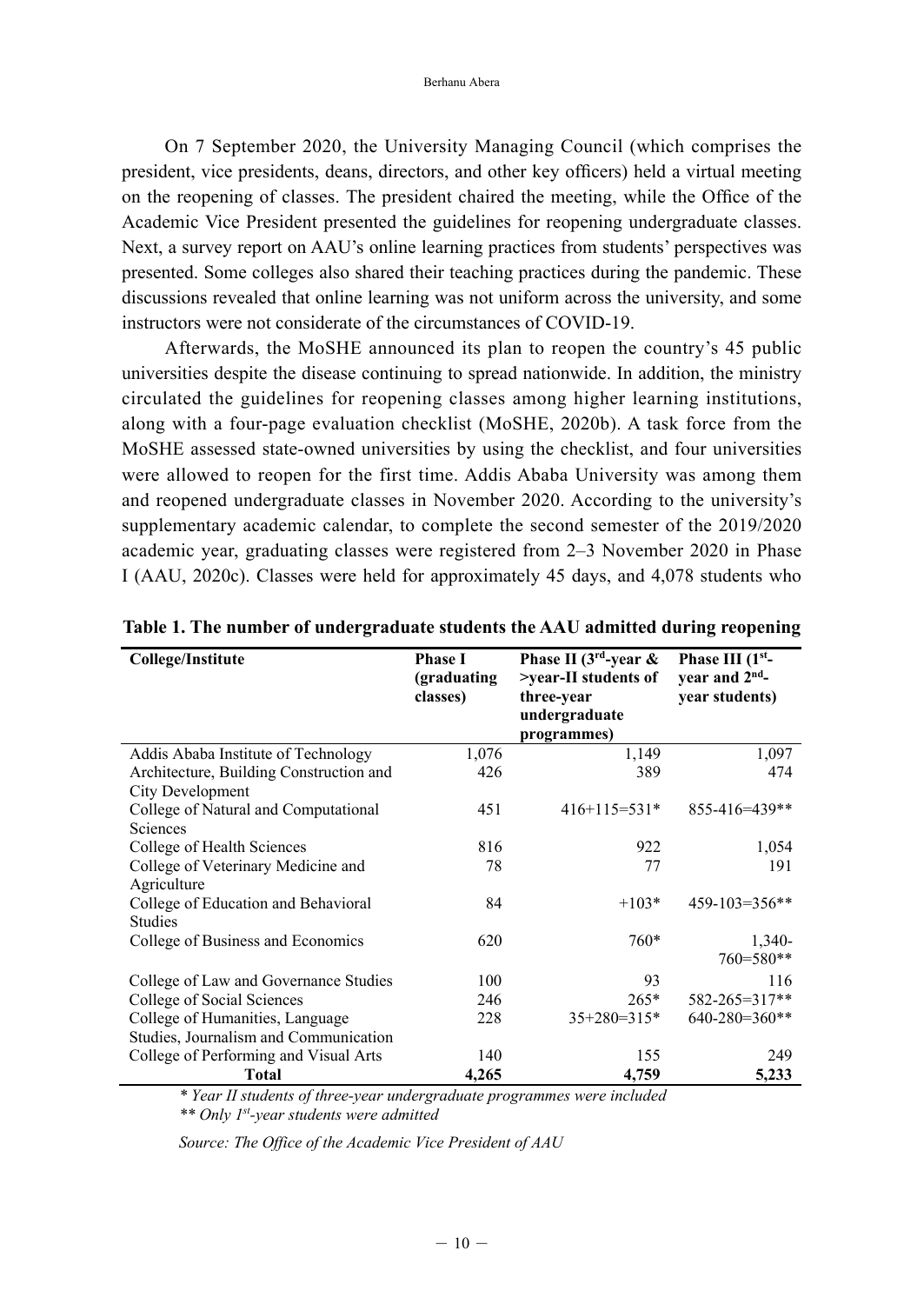On 7 September 2020, the University Managing Council (which comprises the president, vice presidents, deans, directors, and other key officers) held a virtual meeting on the reopening of classes. The president chaired the meeting, while the Office of the Academic Vice President presented the guidelines for reopening undergraduate classes. Next, a survey report on AAU's online learning practices from students' perspectives was presented. Some colleges also shared their teaching practices during the pandemic. These discussions revealed that online learning was not uniform across the university, and some instructors were not considerate of the circumstances of COVID-19.

Afterwards, the MoSHE announced its plan to reopen the country's 45 public universities despite the disease continuing to spread nationwide. In addition, the ministry circulated the guidelines for reopening classes among higher learning institutions, along with a four-page evaluation checklist (MoSHE, 2020b). A task force from the MoSHE assessed state-owned universities by using the checklist, and four universities were allowed to reopen for the first time. Addis Ababa University was among them and reopened undergraduate classes in November 2020. According to the university's supplementary academic calendar, to complete the second semester of the 2019/2020 academic year, graduating classes were registered from 2–3 November 2020 in Phase I (AAU, 2020c). Classes were held for approximately 45 days, and 4,078 students who

**Table 1. The number of undergraduate students the AAU admitted during reopening**

| College/Institute | Phase I (graduating classes) | Phase II (3rd-year & >year-II students of three-year undergraduate programmes) | Phase III (1st-year and 2nd-year students) |
|---|---|---|---|
| Addis Ababa Institute of Technology | 1,076 | 1,149 | 1,097 |
| Architecture, Building Construction and City Development | 426 | 389 | 474 |
| College of Natural and Computational Sciences | 451 | 416+115=531* | 855-416=439** |
| College of Health Sciences | 816 | 922 | 1,054 |
| College of Veterinary Medicine and Agriculture | 78 | 77 | 191 |
| College of Education and Behavioral Studies | 84 | +103* | 459-103=356** |
| College of Business and Economics | 620 | 760* | 1,340-760=580** |
| College of Law and Governance Studies | 100 | 93 | 116 |
| College of Social Sciences | 246 | 265* | 582-265=317** |
| College of Humanities, Language Studies, Journalism and Communication | 228 | 35+280=315* | 640-280=360** |
| College of Performing and Visual Arts | 140 | 155 | 249 |
| **Total** | **4,265** | **4,759** | **5,233** |

*\* Year II students of three-year undergraduate programmes were included*

*\*\* Only 1st-year students were admitted*

*Source: The Office of the Academic Vice President of AAU*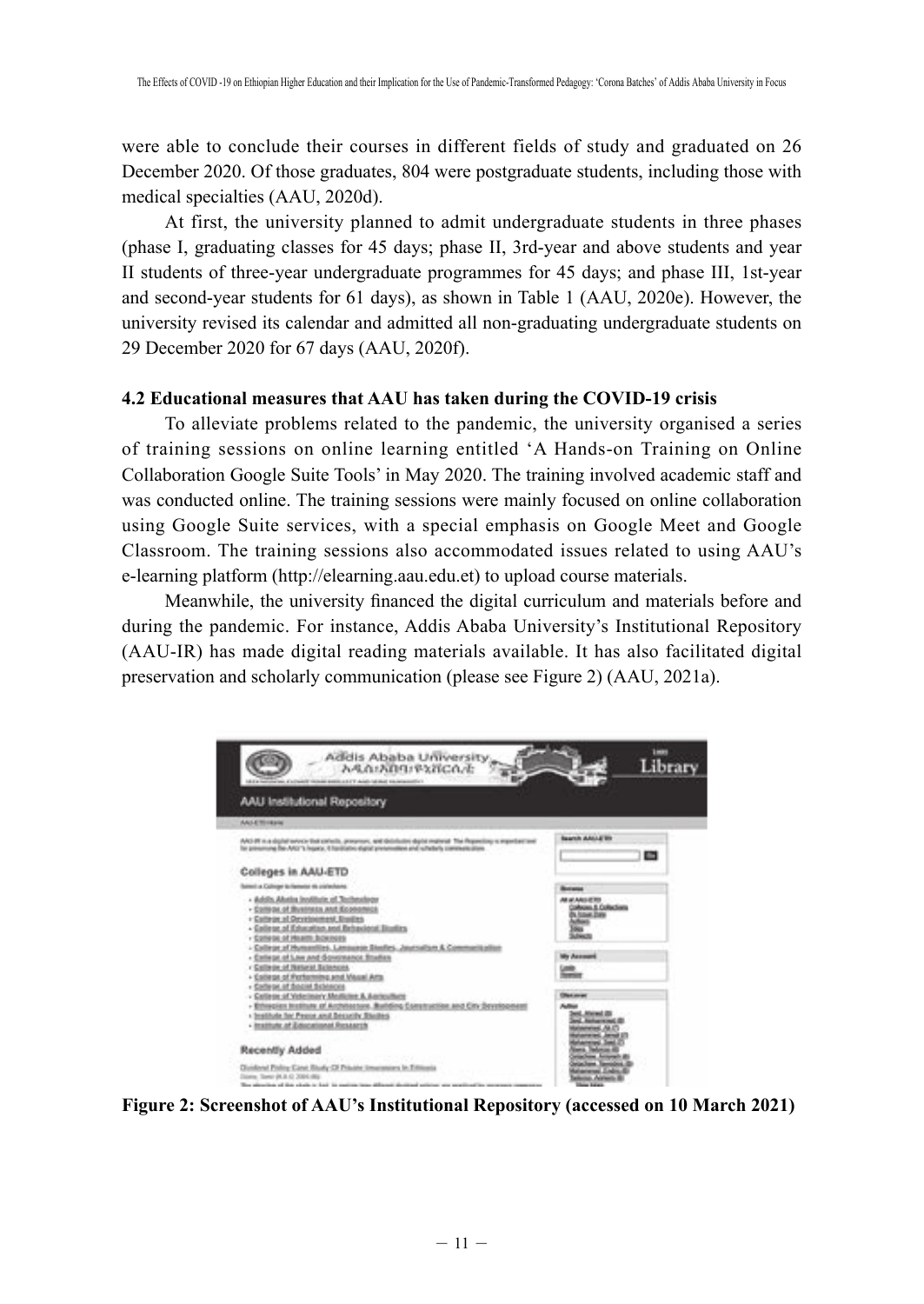were able to conclude their courses in different fields of study and graduated on 26 December 2020. Of those graduates, 804 were postgraduate students, including those with medical specialties (AAU, 2020d).

At first, the university planned to admit undergraduate students in three phases (phase I, graduating classes for 45 days; phase II, 3rd-year and above students and year II students of three-year undergraduate programmes for 45 days; and phase III, 1st-year and second-year students for 61 days), as shown in Table 1 (AAU, 2020e). However, the university revised its calendar and admitted all non-graduating undergraduate students on 29 December 2020 for 67 days (AAU, 2020f).

#### 4.2 Educational measures that AAU has taken during the COVID-19 crisis

To alleviate problems related to the pandemic, the university organised a series of training sessions on online learning entitled 'A Hands-on Training on Online Collaboration Google Suite Tools' in May 2020. The training involved academic staff and was conducted online. The training sessions were mainly focused on online collaboration using Google Suite services, with a special emphasis on Google Meet and Google Classroom. The training sessions also accommodated issues related to using AAU's e-learning platform (http://elearning.aau.edu.et) to upload course materials.

Meanwhile, the university financed the digital curriculum and materials before and during the pandemic. For instance, Addis Ababa University's Institutional Repository (AAU-IR) has made digital reading materials available. It has also facilitated digital preservation and scholarly communication (please see Figure 2) (AAU, 2021a).

**Figure 2: Screenshot of AAU's Institutional Repository (accessed on 10 March 2021)**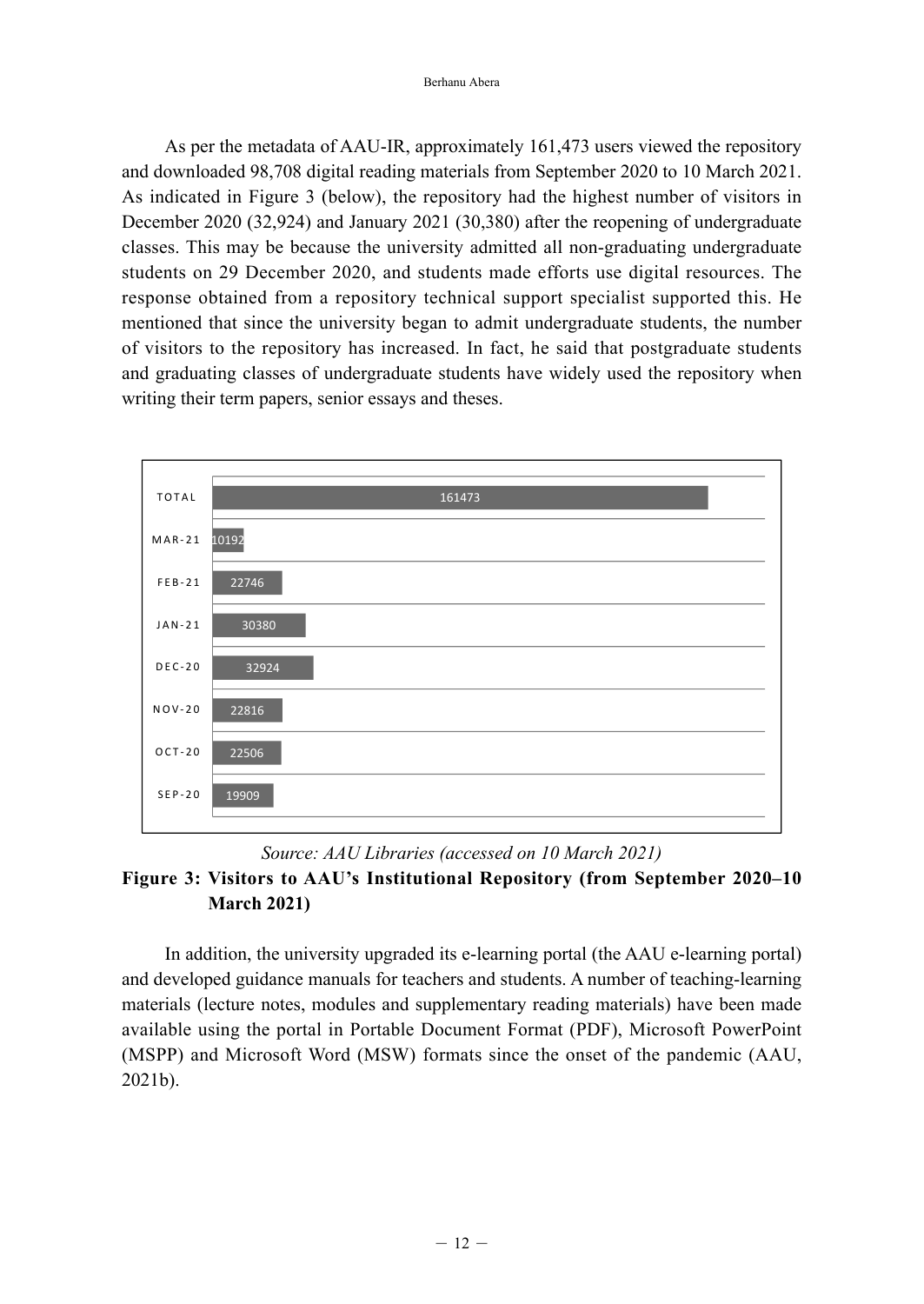As per the metadata of AAU-IR, approximately 161,473 users viewed the repository and downloaded 98,708 digital reading materials from September 2020 to 10 March 2021. As indicated in Figure 3 (below), the repository had the highest number of visitors in December 2020 (32,924) and January 2021 (30,380) after the reopening of undergraduate classes. This may be because the university admitted all non-graduating undergraduate students on 29 December 2020, and students made efforts use digital resources. The response obtained from a repository technical support specialist supported this. He mentioned that since the university began to admit undergraduate students, the number of visitors to the repository has increased. In fact, he said that postgraduate students and graduating classes of undergraduate students have widely used the repository when writing their term papers, senior essays and theses.

| Month | Visitors |
|---|---|
| TOTAL | 161473 |
| MAR-21 | 10192 |
| FEB-21 | 22746 |
| JAN-21 | 30380 |
| DEC-20 | 32924 |
| NOV-20 | 22816 |
| OCT-20 | 22506 |
| SEP-20 | 19909 |

*Source: AAU Libraries (accessed on 10 March 2021)*

**Figure 3: Visitors to AAU's Institutional Repository (from September 2020–10 March 2021)**

In addition, the university upgraded its e-learning portal (the AAU e-learning portal) and developed guidance manuals for teachers and students. A number of teaching-learning materials (lecture notes, modules and supplementary reading materials) have been made available using the portal in Portable Document Format (PDF), Microsoft PowerPoint (MSPP) and Microsoft Word (MSW) formats since the onset of the pandemic (AAU, 2021b).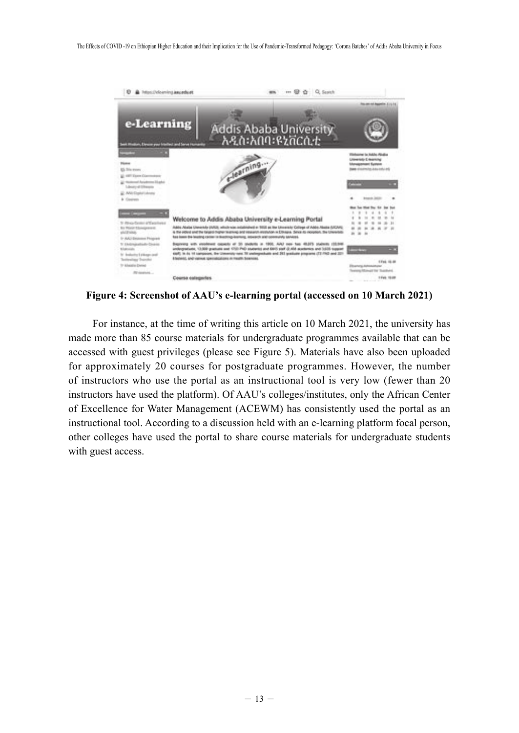**Figure 4: Screenshot of AAU's e-learning portal (accessed on 10 March 2021)**

For instance, at the time of writing this article on 10 March 2021, the university has made more than 85 course materials for undergraduate programmes available that can be accessed with guest privileges (please see Figure 5). Materials have also been uploaded for approximately 20 courses for postgraduate programmes. However, the number of instructors who use the portal as an instructional tool is very low (fewer than 20 instructors have used the platform). Of AAU's colleges/institutes, only the African Center of Excellence for Water Management (ACEWM) has consistently used the portal as an instructional tool. According to a discussion held with an e-learning platform focal person, other colleges have used the portal to share course materials for undergraduate students with guest access.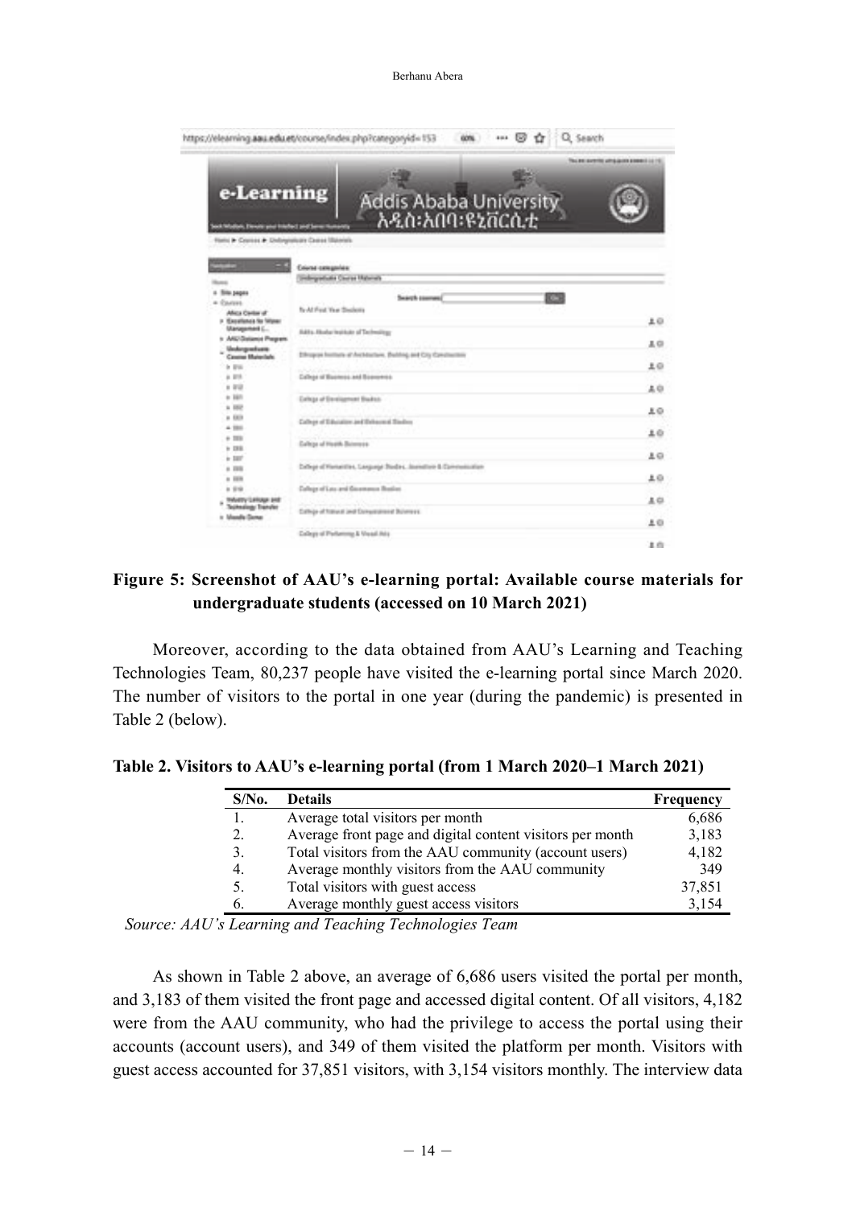**Figure 5: Screenshot of AAU's e-learning portal: Available course materials for undergraduate students (accessed on 10 March 2021)**

Moreover, according to the data obtained from AAU's Learning and Teaching Technologies Team, 80,237 people have visited the e-learning portal since March 2020. The number of visitors to the portal in one year (during the pandemic) is presented in Table 2 (below).

**Table 2. Visitors to AAU's e-learning portal (from 1 March 2020–1 March 2021)**

| S/No. | Details | Frequency |
|---|---|---|
| 1. | Average total visitors per month | 6,686 |
| 2. | Average front page and digital content visitors per month | 3,183 |
| 3. | Total visitors from the AAU community (account users) | 4,182 |
| 4. | Average monthly visitors from the AAU community | 349 |
| 5. | Total visitors with guest access | 37,851 |
| 6. | Average monthly guest access visitors | 3,154 |

*Source: AAU's Learning and Teaching Technologies Team*

As shown in Table 2 above, an average of 6,686 users visited the portal per month, and 3,183 of them visited the front page and accessed digital content. Of all visitors, 4,182 were from the AAU community, who had the privilege to access the portal using their accounts (account users), and 349 of them visited the platform per month. Visitors with guest access accounted for 37,851 visitors, with 3,154 visitors monthly. The interview data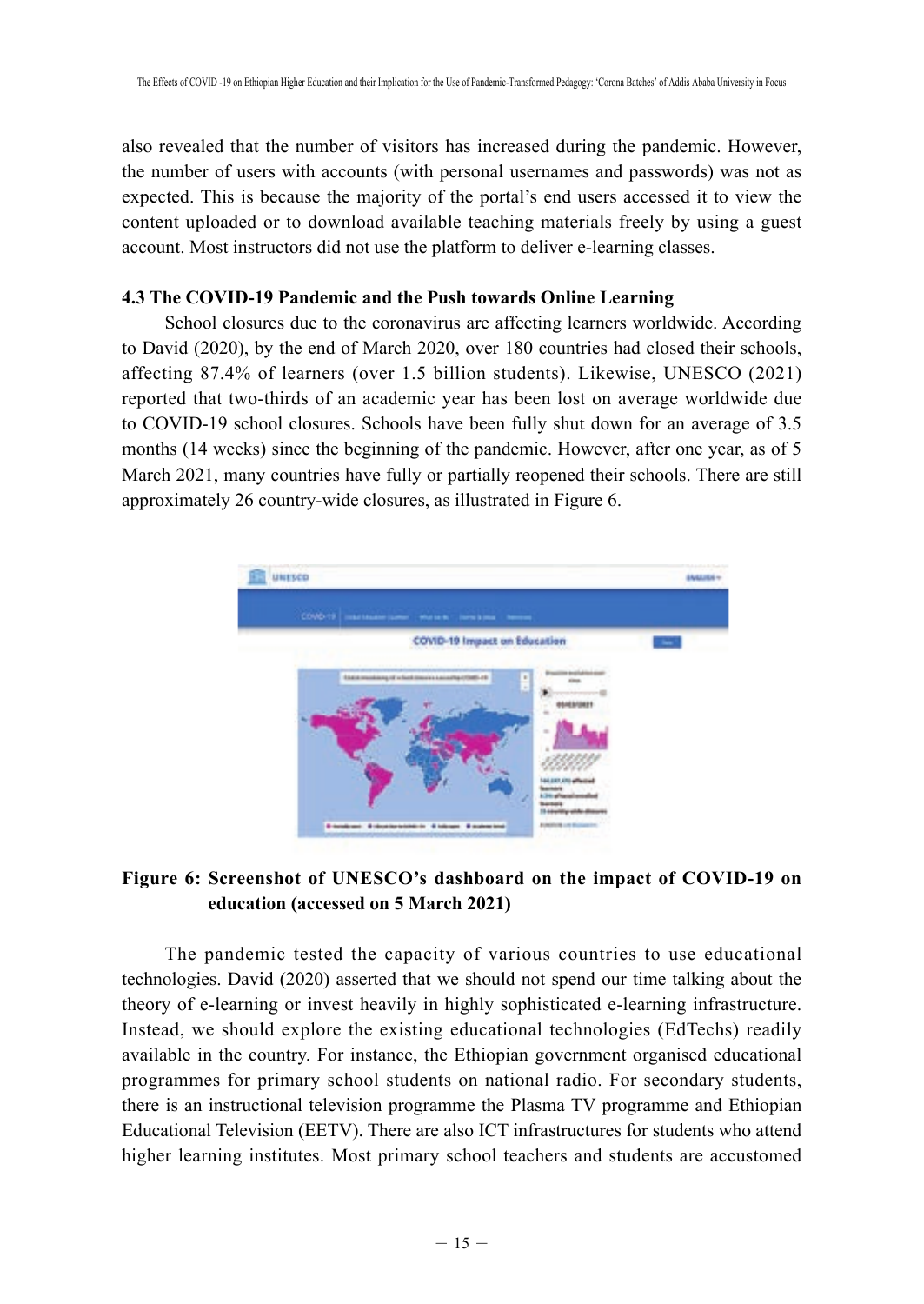also revealed that the number of visitors has increased during the pandemic. However, the number of users with accounts (with personal usernames and passwords) was not as expected. This is because the majority of the portal's end users accessed it to view the content uploaded or to download available teaching materials freely by using a guest account. Most instructors did not use the platform to deliver e-learning classes.

### 4.3 The COVID-19 Pandemic and the Push towards Online Learning

School closures due to the coronavirus are affecting learners worldwide. According to David (2020), by the end of March 2020, over 180 countries had closed their schools, affecting 87.4% of learners (over 1.5 billion students). Likewise, UNESCO (2021) reported that two-thirds of an academic year has been lost on average worldwide due to COVID-19 school closures. Schools have been fully shut down for an average of 3.5 months (14 weeks) since the beginning of the pandemic. However, after one year, as of 5 March 2021, many countries have fully or partially reopened their schools. There are still approximately 26 country-wide closures, as illustrated in Figure 6.

**Figure 6: Screenshot of UNESCO's dashboard on the impact of COVID-19 on education (accessed on 5 March 2021)**

The pandemic tested the capacity of various countries to use educational technologies. David (2020) asserted that we should not spend our time talking about the theory of e-learning or invest heavily in highly sophisticated e-learning infrastructure. Instead, we should explore the existing educational technologies (EdTechs) readily available in the country. For instance, the Ethiopian government organised educational programmes for primary school students on national radio. For secondary students, there is an instructional television programme the Plasma TV programme and Ethiopian Educational Television (EETV). There are also ICT infrastructures for students who attend higher learning institutes. Most primary school teachers and students are accustomed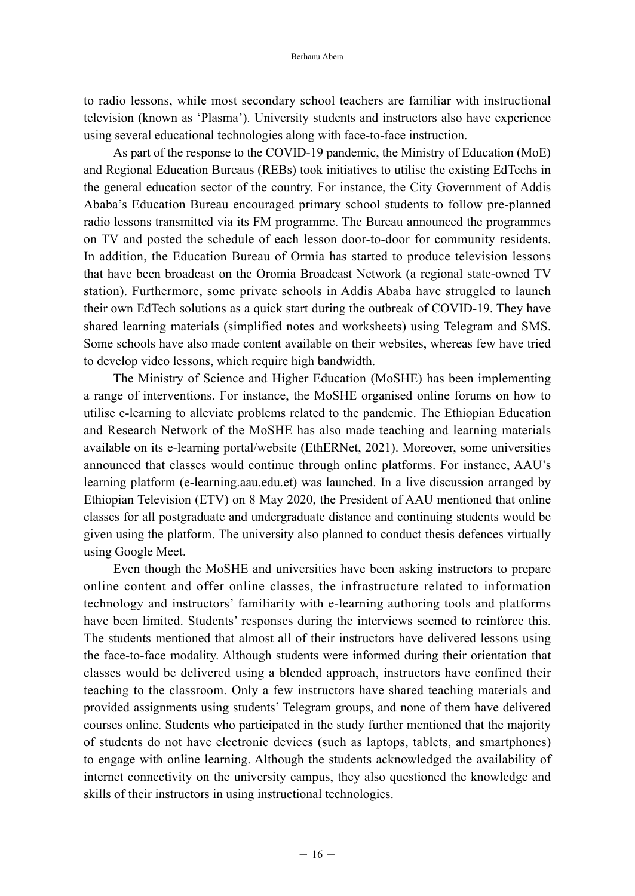to radio lessons, while most secondary school teachers are familiar with instructional television (known as 'Plasma'). University students and instructors also have experience using several educational technologies along with face-to-face instruction.

As part of the response to the COVID-19 pandemic, the Ministry of Education (MoE) and Regional Education Bureaus (REBs) took initiatives to utilise the existing EdTechs in the general education sector of the country. For instance, the City Government of Addis Ababa's Education Bureau encouraged primary school students to follow pre-planned radio lessons transmitted via its FM programme. The Bureau announced the programmes on TV and posted the schedule of each lesson door-to-door for community residents. In addition, the Education Bureau of Ormia has started to produce television lessons that have been broadcast on the Oromia Broadcast Network (a regional state-owned TV station). Furthermore, some private schools in Addis Ababa have struggled to launch their own EdTech solutions as a quick start during the outbreak of COVID-19. They have shared learning materials (simplified notes and worksheets) using Telegram and SMS. Some schools have also made content available on their websites, whereas few have tried to develop video lessons, which require high bandwidth.

The Ministry of Science and Higher Education (MoSHE) has been implementing a range of interventions. For instance, the MoSHE organised online forums on how to utilise e-learning to alleviate problems related to the pandemic. The Ethiopian Education and Research Network of the MoSHE has also made teaching and learning materials available on its e-learning portal/website (EthERNet, 2021). Moreover, some universities announced that classes would continue through online platforms. For instance, AAU's learning platform (e-learning.aau.edu.et) was launched. In a live discussion arranged by Ethiopian Television (ETV) on 8 May 2020, the President of AAU mentioned that online classes for all postgraduate and undergraduate distance and continuing students would be given using the platform. The university also planned to conduct thesis defences virtually using Google Meet.

Even though the MoSHE and universities have been asking instructors to prepare online content and offer online classes, the infrastructure related to information technology and instructors' familiarity with e-learning authoring tools and platforms have been limited. Students' responses during the interviews seemed to reinforce this. The students mentioned that almost all of their instructors have delivered lessons using the face-to-face modality. Although students were informed during their orientation that classes would be delivered using a blended approach, instructors have confined their teaching to the classroom. Only a few instructors have shared teaching materials and provided assignments using students' Telegram groups, and none of them have delivered courses online. Students who participated in the study further mentioned that the majority of students do not have electronic devices (such as laptops, tablets, and smartphones) to engage with online learning. Although the students acknowledged the availability of internet connectivity on the university campus, they also questioned the knowledge and skills of their instructors in using instructional technologies.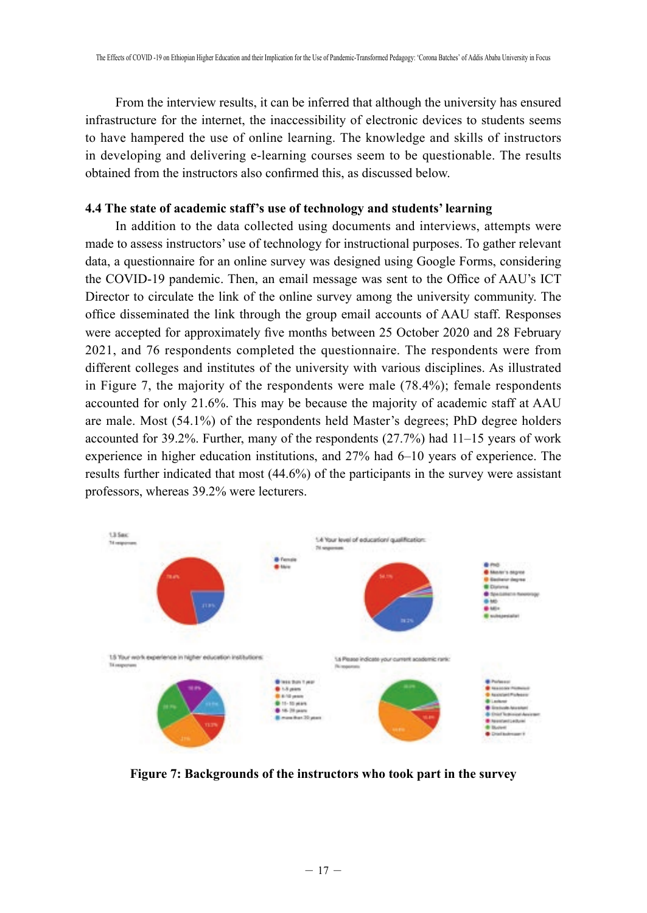From the interview results, it can be inferred that although the university has ensured infrastructure for the internet, the inaccessibility of electronic devices to students seems to have hampered the use of online learning. The knowledge and skills of instructors in developing and delivering e-learning courses seem to be questionable. The results obtained from the instructors also confirmed this, as discussed below.

### 4.4 The state of academic staff's use of technology and students' learning

In addition to the data collected using documents and interviews, attempts were made to assess instructors' use of technology for instructional purposes. To gather relevant data, a questionnaire for an online survey was designed using Google Forms, considering the COVID-19 pandemic. Then, an email message was sent to the Office of AAU's ICT Director to circulate the link of the online survey among the university community. The office disseminated the link through the group email accounts of AAU staff. Responses were accepted for approximately five months between 25 October 2020 and 28 February 2021, and 76 respondents completed the questionnaire. The respondents were from different colleges and institutes of the university with various disciplines. As illustrated in Figure 7, the majority of the respondents were male (78.4%); female respondents accounted for only 21.6%. This may be because the majority of academic staff at AAU are male. Most (54.1%) of the respondents held Master's degrees; PhD degree holders accounted for 39.2%. Further, many of the respondents (27.7%) had 11–15 years of work experience in higher education institutions, and 27% had 6–10 years of experience. The results further indicated that most (44.6%) of the participants in the survey were assistant professors, whereas 39.2% were lecturers.

**Figure 7: Backgrounds of the instructors who took part in the survey**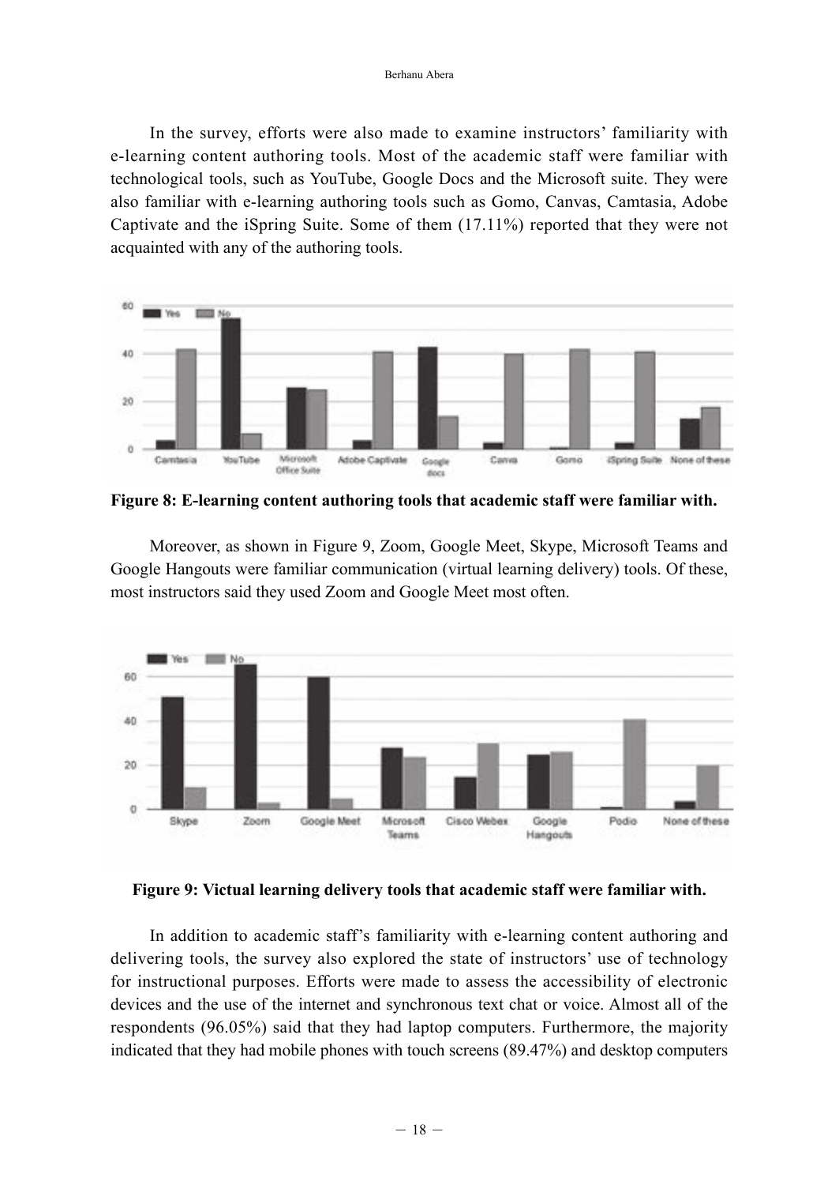In the survey, efforts were also made to examine instructors' familiarity with e-learning content authoring tools. Most of the academic staff were familiar with technological tools, such as YouTube, Google Docs and the Microsoft suite. They were also familiar with e-learning authoring tools such as Gomo, Canvas, Camtasia, Adobe Captivate and the iSpring Suite. Some of them (17.11%) reported that they were not acquainted with any of the authoring tools.

**Figure 8: E-learning content authoring tools that academic staff were familiar with.**

Moreover, as shown in Figure 9, Zoom, Google Meet, Skype, Microsoft Teams and Google Hangouts were familiar communication (virtual learning delivery) tools. Of these, most instructors said they used Zoom and Google Meet most often.

**Figure 9: Victual learning delivery tools that academic staff were familiar with.**

In addition to academic staff's familiarity with e-learning content authoring and delivering tools, the survey also explored the state of instructors' use of technology for instructional purposes. Efforts were made to assess the accessibility of electronic devices and the use of the internet and synchronous text chat or voice. Almost all of the respondents (96.05%) said that they had laptop computers. Furthermore, the majority indicated that they had mobile phones with touch screens (89.47%) and desktop computers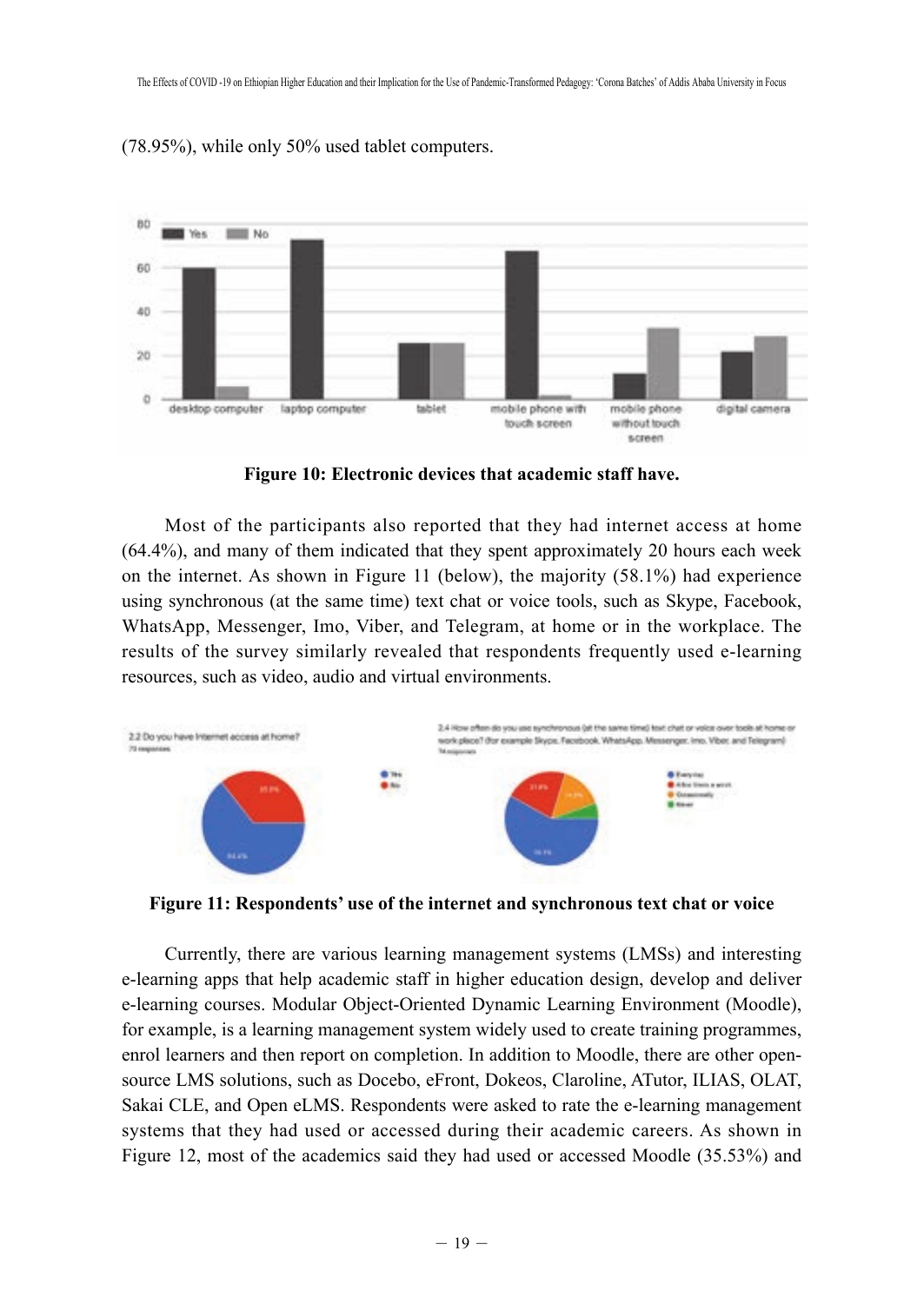(78.95%), while only 50% used tablet computers.

**Figure 10: Electronic devices that academic staff have.**

Most of the participants also reported that they had internet access at home (64.4%), and many of them indicated that they spent approximately 20 hours each week on the internet. As shown in Figure 11 (below), the majority (58.1%) had experience using synchronous (at the same time) text chat or voice tools, such as Skype, Facebook, WhatsApp, Messenger, Imo, Viber, and Telegram, at home or in the workplace. The results of the survey similarly revealed that respondents frequently used e-learning resources, such as video, audio and virtual environments.

**Figure 11: Respondents' use of the internet and synchronous text chat or voice**

Currently, there are various learning management systems (LMSs) and interesting e-learning apps that help academic staff in higher education design, develop and deliver e-learning courses. Modular Object-Oriented Dynamic Learning Environment (Moodle), for example, is a learning management system widely used to create training programmes, enrol learners and then report on completion. In addition to Moodle, there are other open-source LMS solutions, such as Docebo, eFront, Dokeos, Claroline, ATutor, ILIAS, OLAT, Sakai CLE, and Open eLMS. Respondents were asked to rate the e-learning management systems that they had used or accessed during their academic careers. As shown in Figure 12, most of the academics said they had used or accessed Moodle (35.53%) and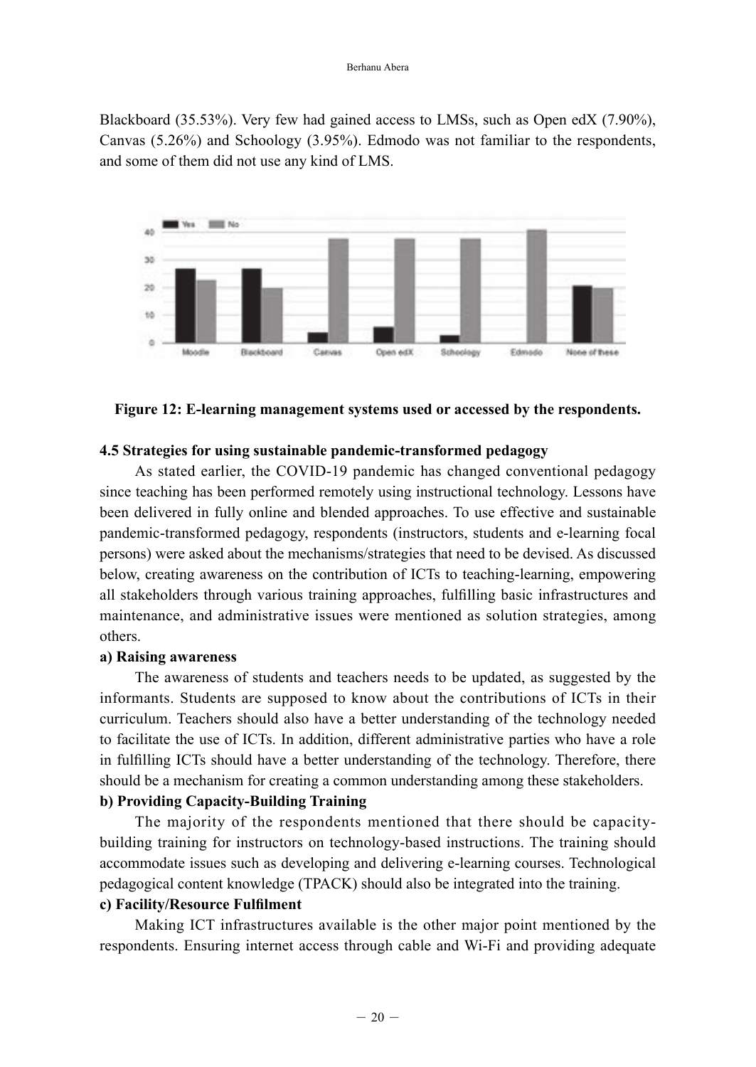Blackboard (35.53%). Very few had gained access to LMSs, such as Open edX (7.90%), Canvas (5.26%) and Schoology (3.95%). Edmodo was not familiar to the respondents, and some of them did not use any kind of LMS.

**Figure 12: E-learning management systems used or accessed by the respondents.**

**4.5 Strategies for using sustainable pandemic-transformed pedagogy**

As stated earlier, the COVID-19 pandemic has changed conventional pedagogy since teaching has been performed remotely using instructional technology. Lessons have been delivered in fully online and blended approaches. To use effective and sustainable pandemic-transformed pedagogy, respondents (instructors, students and e-learning focal persons) were asked about the mechanisms/strategies that need to be devised. As discussed below, creating awareness on the contribution of ICTs to teaching-learning, empowering all stakeholders through various training approaches, fulfilling basic infrastructures and maintenance, and administrative issues were mentioned as solution strategies, among others.

**a) Raising awareness**

The awareness of students and teachers needs to be updated, as suggested by the informants. Students are supposed to know about the contributions of ICTs in their curriculum. Teachers should also have a better understanding of the technology needed to facilitate the use of ICTs. In addition, different administrative parties who have a role in fulfilling ICTs should have a better understanding of the technology. Therefore, there should be a mechanism for creating a common understanding among these stakeholders.

**b) Providing Capacity-Building Training**

The majority of the respondents mentioned that there should be capacity-building training for instructors on technology-based instructions. The training should accommodate issues such as developing and delivering e-learning courses. Technological pedagogical content knowledge (TPACK) should also be integrated into the training.

**c) Facility/Resource Fulfilment**

Making ICT infrastructures available is the other major point mentioned by the respondents. Ensuring internet access through cable and Wi-Fi and providing adequate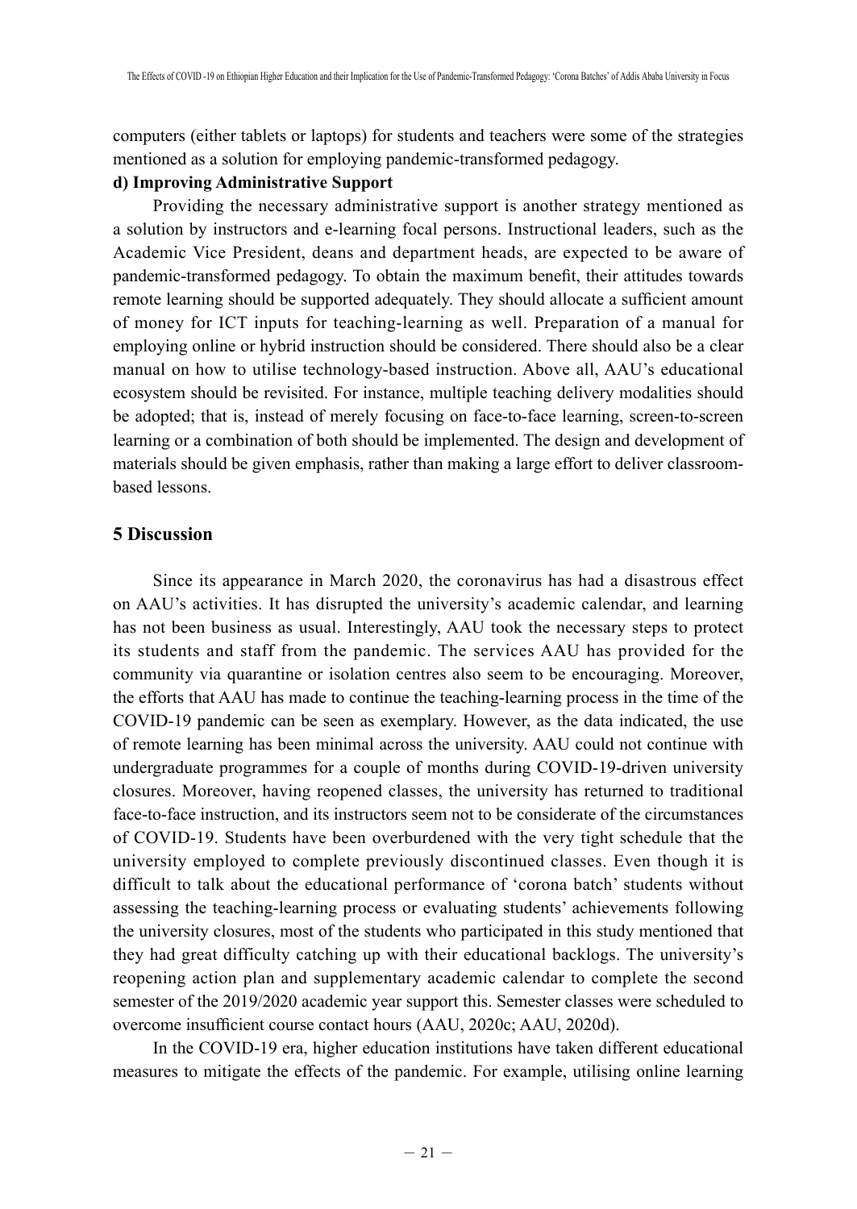computers (either tablets or laptops) for students and teachers were some of the strategies mentioned as a solution for employing pandemic-transformed pedagogy.

**d) Improving Administrative Support**

Providing the necessary administrative support is another strategy mentioned as a solution by instructors and e-learning focal persons. Instructional leaders, such as the Academic Vice President, deans and department heads, are expected to be aware of pandemic-transformed pedagogy. To obtain the maximum benefit, their attitudes towards remote learning should be supported adequately. They should allocate a sufficient amount of money for ICT inputs for teaching-learning as well. Preparation of a manual for employing online or hybrid instruction should be considered. There should also be a clear manual on how to utilise technology-based instruction. Above all, AAU's educational ecosystem should be revisited. For instance, multiple teaching delivery modalities should be adopted; that is, instead of merely focusing on face-to-face learning, screen-to-screen learning or a combination of both should be implemented. The design and development of materials should be given emphasis, rather than making a large effort to deliver classroom-based lessons.

## 5 Discussion

Since its appearance in March 2020, the coronavirus has had a disastrous effect on AAU's activities. It has disrupted the university's academic calendar, and learning has not been business as usual. Interestingly, AAU took the necessary steps to protect its students and staff from the pandemic. The services AAU has provided for the community via quarantine or isolation centres also seem to be encouraging. Moreover, the efforts that AAU has made to continue the teaching-learning process in the time of the COVID-19 pandemic can be seen as exemplary. However, as the data indicated, the use of remote learning has been minimal across the university. AAU could not continue with undergraduate programmes for a couple of months during COVID-19-driven university closures. Moreover, having reopened classes, the university has returned to traditional face-to-face instruction, and its instructors seem not to be considerate of the circumstances of COVID-19. Students have been overburdened with the very tight schedule that the university employed to complete previously discontinued classes. Even though it is difficult to talk about the educational performance of 'corona batch' students without assessing the teaching-learning process or evaluating students' achievements following the university closures, most of the students who participated in this study mentioned that they had great difficulty catching up with their educational backlogs. The university's reopening action plan and supplementary academic calendar to complete the second semester of the 2019/2020 academic year support this. Semester classes were scheduled to overcome insufficient course contact hours (AAU, 2020c; AAU, 2020d).

In the COVID-19 era, higher education institutions have taken different educational measures to mitigate the effects of the pandemic. For example, utilising online learning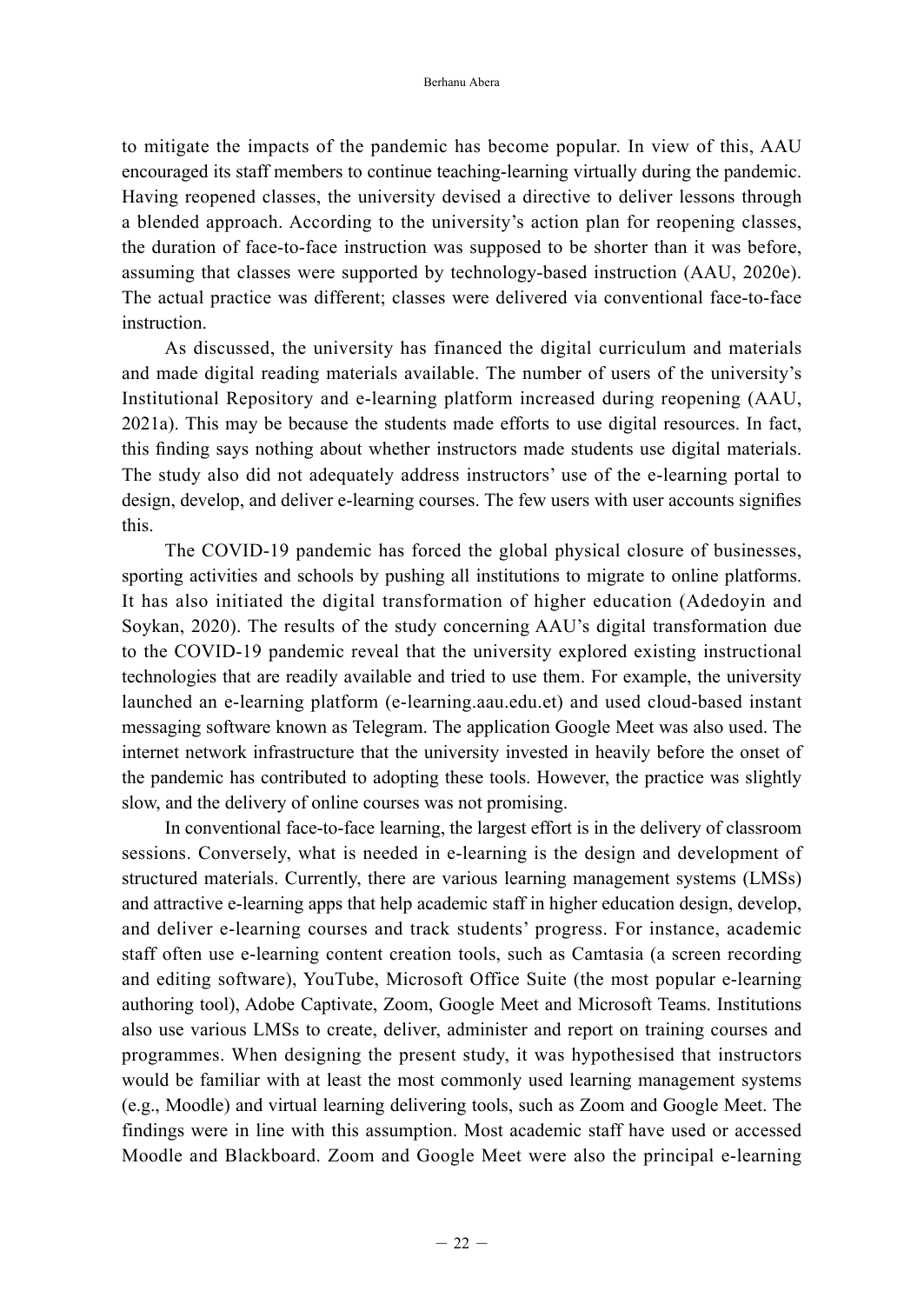to mitigate the impacts of the pandemic has become popular. In view of this, AAU encouraged its staff members to continue teaching-learning virtually during the pandemic. Having reopened classes, the university devised a directive to deliver lessons through a blended approach. According to the university's action plan for reopening classes, the duration of face-to-face instruction was supposed to be shorter than it was before, assuming that classes were supported by technology-based instruction (AAU, 2020e). The actual practice was different; classes were delivered via conventional face-to-face instruction.

As discussed, the university has financed the digital curriculum and materials and made digital reading materials available. The number of users of the university's Institutional Repository and e-learning platform increased during reopening (AAU, 2021a). This may be because the students made efforts to use digital resources. In fact, this finding says nothing about whether instructors made students use digital materials. The study also did not adequately address instructors' use of the e-learning portal to design, develop, and deliver e-learning courses. The few users with user accounts signifies this.

The COVID-19 pandemic has forced the global physical closure of businesses, sporting activities and schools by pushing all institutions to migrate to online platforms. It has also initiated the digital transformation of higher education (Adedoyin and Soykan, 2020). The results of the study concerning AAU's digital transformation due to the COVID-19 pandemic reveal that the university explored existing instructional technologies that are readily available and tried to use them. For example, the university launched an e-learning platform (e-learning.aau.edu.et) and used cloud-based instant messaging software known as Telegram. The application Google Meet was also used. The internet network infrastructure that the university invested in heavily before the onset of the pandemic has contributed to adopting these tools. However, the practice was slightly slow, and the delivery of online courses was not promising.

In conventional face-to-face learning, the largest effort is in the delivery of classroom sessions. Conversely, what is needed in e-learning is the design and development of structured materials. Currently, there are various learning management systems (LMSs) and attractive e-learning apps that help academic staff in higher education design, develop, and deliver e-learning courses and track students' progress. For instance, academic staff often use e-learning content creation tools, such as Camtasia (a screen recording and editing software), YouTube, Microsoft Office Suite (the most popular e-learning authoring tool), Adobe Captivate, Zoom, Google Meet and Microsoft Teams. Institutions also use various LMSs to create, deliver, administer and report on training courses and programmes. When designing the present study, it was hypothesised that instructors would be familiar with at least the most commonly used learning management systems (e.g., Moodle) and virtual learning delivering tools, such as Zoom and Google Meet. The findings were in line with this assumption. Most academic staff have used or accessed Moodle and Blackboard. Zoom and Google Meet were also the principal e-learning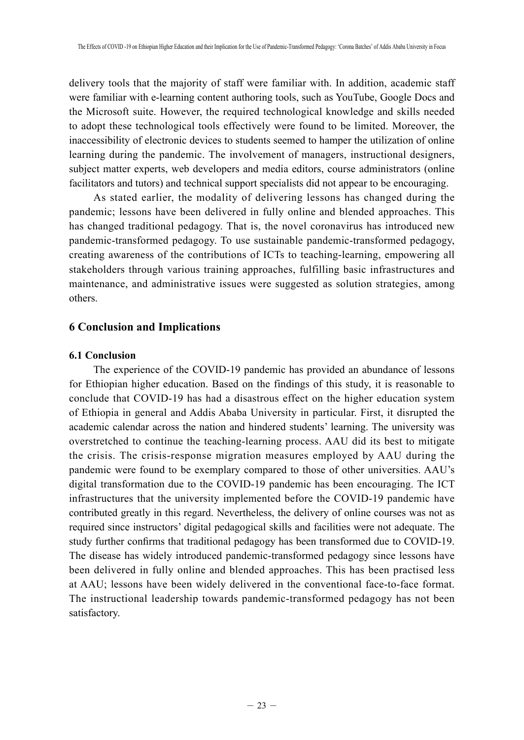delivery tools that the majority of staff were familiar with. In addition, academic staff were familiar with e-learning content authoring tools, such as YouTube, Google Docs and the Microsoft suite. However, the required technological knowledge and skills needed to adopt these technological tools effectively were found to be limited. Moreover, the inaccessibility of electronic devices to students seemed to hamper the utilization of online learning during the pandemic. The involvement of managers, instructional designers, subject matter experts, web developers and media editors, course administrators (online facilitators and tutors) and technical support specialists did not appear to be encouraging.

As stated earlier, the modality of delivering lessons has changed during the pandemic; lessons have been delivered in fully online and blended approaches. This has changed traditional pedagogy. That is, the novel coronavirus has introduced new pandemic-transformed pedagogy. To use sustainable pandemic-transformed pedagogy, creating awareness of the contributions of ICTs to teaching-learning, empowering all stakeholders through various training approaches, fulfilling basic infrastructures and maintenance, and administrative issues were suggested as solution strategies, among others.

## 6 Conclusion and Implications

### 6.1 Conclusion

The experience of the COVID-19 pandemic has provided an abundance of lessons for Ethiopian higher education. Based on the findings of this study, it is reasonable to conclude that COVID-19 has had a disastrous effect on the higher education system of Ethiopia in general and Addis Ababa University in particular. First, it disrupted the academic calendar across the nation and hindered students' learning. The university was overstretched to continue the teaching-learning process. AAU did its best to mitigate the crisis. The crisis-response migration measures employed by AAU during the pandemic were found to be exemplary compared to those of other universities. AAU's digital transformation due to the COVID-19 pandemic has been encouraging. The ICT infrastructures that the university implemented before the COVID-19 pandemic have contributed greatly in this regard. Nevertheless, the delivery of online courses was not as required since instructors' digital pedagogical skills and facilities were not adequate. The study further confirms that traditional pedagogy has been transformed due to COVID-19. The disease has widely introduced pandemic-transformed pedagogy since lessons have been delivered in fully online and blended approaches. This has been practised less at AAU; lessons have been widely delivered in the conventional face-to-face format. The instructional leadership towards pandemic-transformed pedagogy has not been satisfactory.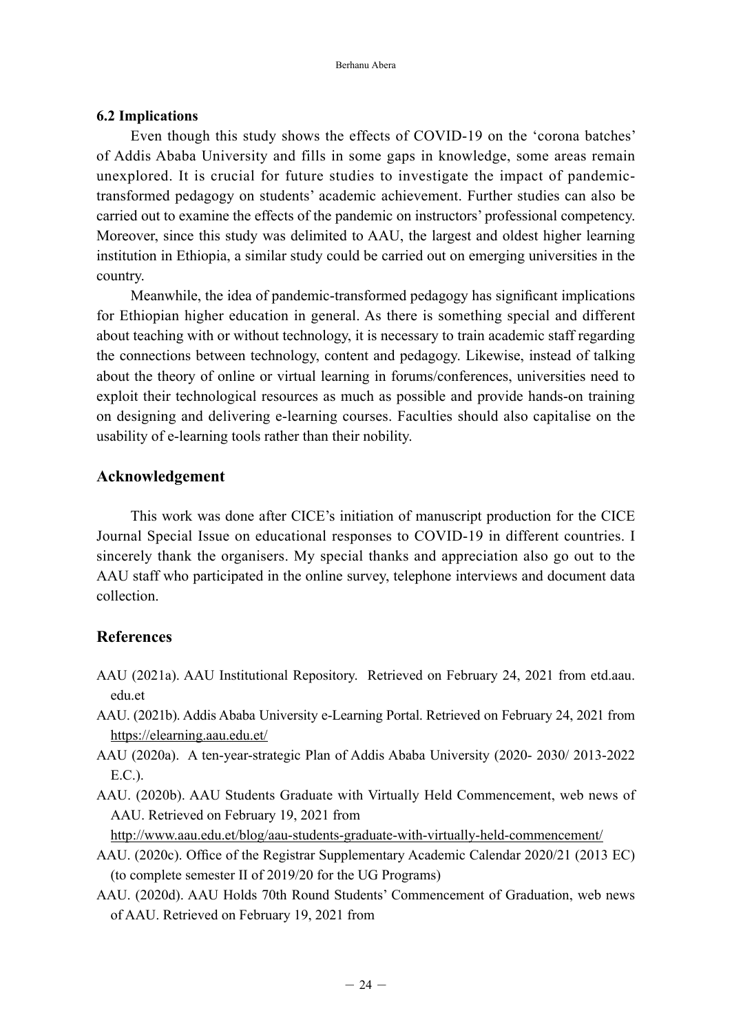### 6.2 Implications

Even though this study shows the effects of COVID-19 on the 'corona batches' of Addis Ababa University and fills in some gaps in knowledge, some areas remain unexplored. It is crucial for future studies to investigate the impact of pandemic-transformed pedagogy on students' academic achievement. Further studies can also be carried out to examine the effects of the pandemic on instructors' professional competency. Moreover, since this study was delimited to AAU, the largest and oldest higher learning institution in Ethiopia, a similar study could be carried out on emerging universities in the country.

Meanwhile, the idea of pandemic-transformed pedagogy has significant implications for Ethiopian higher education in general. As there is something special and different about teaching with or without technology, it is necessary to train academic staff regarding the connections between technology, content and pedagogy. Likewise, instead of talking about the theory of online or virtual learning in forums/conferences, universities need to exploit their technological resources as much as possible and provide hands-on training on designing and delivering e-learning courses. Faculties should also capitalise on the usability of e-learning tools rather than their nobility.

## Acknowledgement

This work was done after CICE's initiation of manuscript production for the CICE Journal Special Issue on educational responses to COVID-19 in different countries. I sincerely thank the organisers. My special thanks and appreciation also go out to the AAU staff who participated in the online survey, telephone interviews and document data collection.

## References

AAU (2021a). AAU Institutional Repository. Retrieved on February 24, 2021 from etd.aau.edu.et

AAU. (2021b). Addis Ababa University e-Learning Portal. Retrieved on February 24, 2021 from https://elearning.aau.edu.et/

AAU (2020a). A ten-year-strategic Plan of Addis Ababa University (2020- 2030/ 2013-2022 E.C.).

AAU. (2020b). AAU Students Graduate with Virtually Held Commencement, web news of AAU. Retrieved on February 19, 2021 from http://www.aau.edu.et/blog/aau-students-graduate-with-virtually-held-commencement/

AAU. (2020c). Office of the Registrar Supplementary Academic Calendar 2020/21 (2013 EC) (to complete semester II of 2019/20 for the UG Programs)

AAU. (2020d). AAU Holds 70th Round Students' Commencement of Graduation, web news of AAU. Retrieved on February 19, 2021 from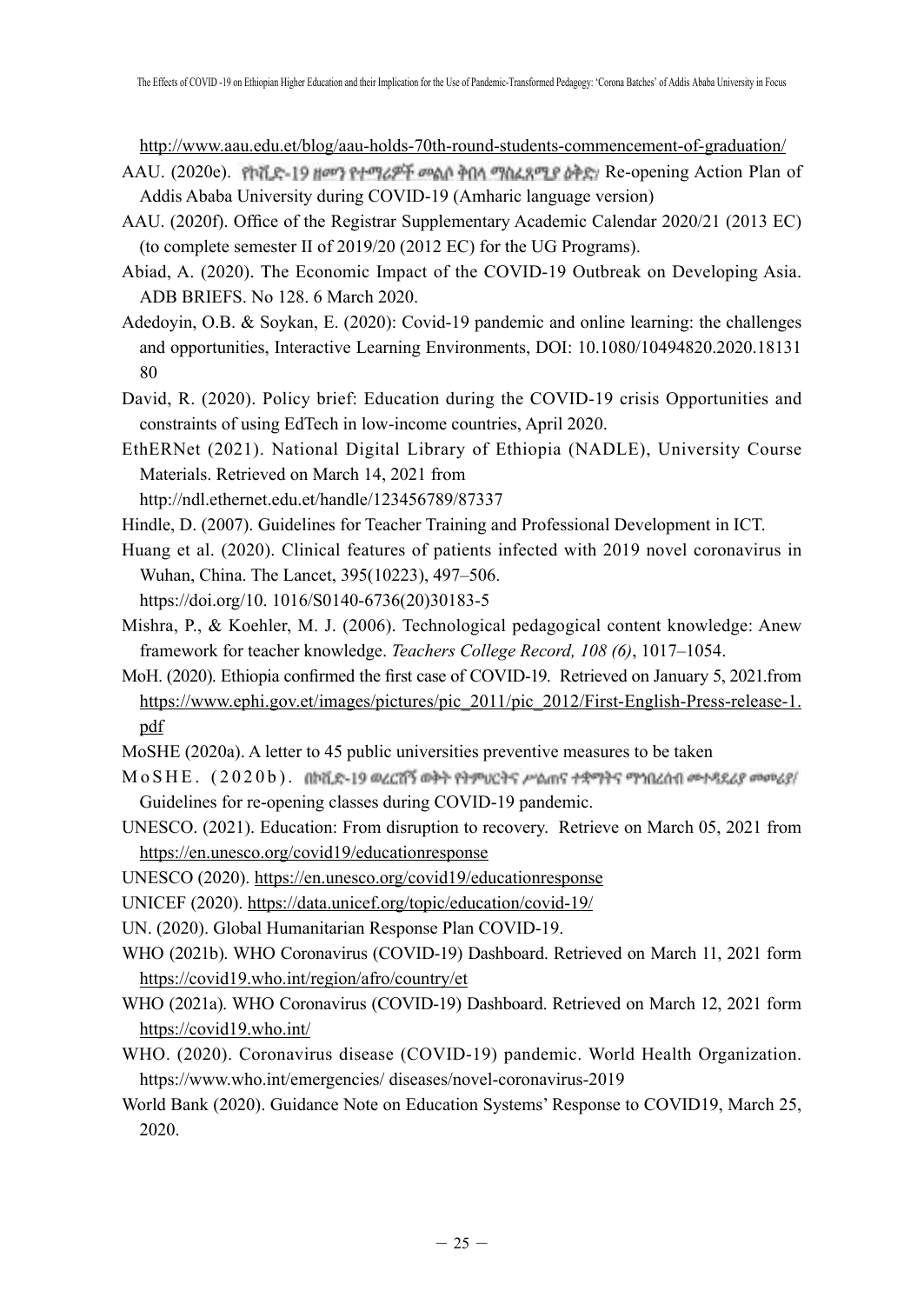http://www.aau.edu.et/blog/aau-holds-70th-round-students-commencement-of-graduation/

AAU. (2020e). የኮቪድ-19 ዘመን የተማሪዎች መልሶ ቅበላ ማስፈጸሚያ ዕቅድ፣ Re-opening Action Plan of Addis Ababa University during COVID-19 (Amharic language version)

AAU. (2020f). Office of the Registrar Supplementary Academic Calendar 2020/21 (2013 EC) (to complete semester II of 2019/20 (2012 EC) for the UG Programs).

Abiad, A. (2020). The Economic Impact of the COVID-19 Outbreak on Developing Asia. ADB BRIEFS. No 128. 6 March 2020.

Adedoyin, O.B. & Soykan, E. (2020): Covid-19 pandemic and online learning: the challenges and opportunities, Interactive Learning Environments, DOI: 10.1080/10494820.2020.1813180

David, R. (2020). Policy brief: Education during the COVID-19 crisis Opportunities and constraints of using EdTech in low-income countries, April 2020.

EthERNet (2021). National Digital Library of Ethiopia (NADLE), University Course Materials. Retrieved on March 14, 2021 from http://ndl.ethernet.edu.et/handle/123456789/87337

Hindle, D. (2007). Guidelines for Teacher Training and Professional Development in ICT.

Huang et al. (2020). Clinical features of patients infected with 2019 novel coronavirus in Wuhan, China. The Lancet, 395(10223), 497–506. https://doi.org/10. 1016/S0140-6736(20)30183-5

Mishra, P., & Koehler, M. J. (2006). Technological pedagogical content knowledge: Anew framework for teacher knowledge. *Teachers College Record, 108 (6)*, 1017–1054.

MoH. (2020). Ethiopia confirmed the first case of COVID-19. Retrieved on January 5, 2021.from https://www.ephi.gov.et/images/pictures/pic_2011/pic_2012/First-English-Press-release-1.pdf

MoSHE (2020a). A letter to 45 public universities preventive measures to be taken

MoSHE. (2020b). በኮቪድ-19 ወረርሽኝ ወቅት የትምህርትና ሥልጠና ተቋማትና ማኅበረሰብ መተዳደሪያ መመሪያ/ Guidelines for re-opening classes during COVID-19 pandemic.

UNESCO. (2021). Education: From disruption to recovery. Retrieve on March 05, 2021 from https://en.unesco.org/covid19/educationresponse

UNESCO (2020). https://en.unesco.org/covid19/educationresponse

UNICEF (2020). https://data.unicef.org/topic/education/covid-19/

UN. (2020). Global Humanitarian Response Plan COVID-19.

WHO (2021b). WHO Coronavirus (COVID-19) Dashboard. Retrieved on March 11, 2021 form https://covid19.who.int/region/afro/country/et

WHO (2021a). WHO Coronavirus (COVID-19) Dashboard. Retrieved on March 12, 2021 form https://covid19.who.int/

WHO. (2020). Coronavirus disease (COVID-19) pandemic. World Health Organization. https://www.who.int/emergencies/ diseases/novel-coronavirus-2019

World Bank (2020). Guidance Note on Education Systems' Response to COVID19, March 25, 2020.